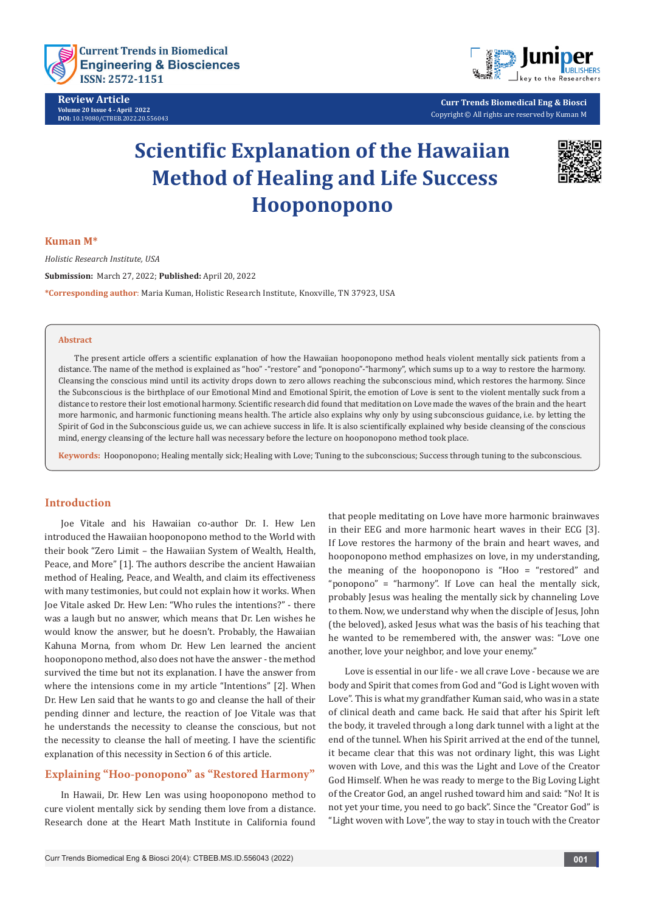Review Article
Volume 20 Issue 4 - April 2022
DOI: 10.19080/CTBEB.2022.20.556043

Curr Trends Biomedical Eng & Biosci
Copyright © All rights are reserved by Kuman M

# Scientific Explanation of the Hawaiian Method of Healing and Life Success Hooponopono

**Kuman M***

*Holistic Research Institute, USA*

**Submission:** March 27, 2022; **Published:** April 20, 2022

***Corresponding author:** Maria Kuman, Holistic Research Institute, Knoxville, TN 37923, USA

## Abstract

The present article offers a scientific explanation of how the Hawaiian hooponopono method heals violent mentally sick patients from a distance. The name of the method is explained as "hoo" -"restore" and "ponopono"-"harmony", which sums up to a way to restore the harmony. Cleansing the conscious mind until its activity drops down to zero allows reaching the subconscious mind, which restores the harmony. Since the Subconscious is the birthplace of our Emotional Mind and Emotional Spirit, the emotion of Love is sent to the violent mentally suck from a distance to restore their lost emotional harmony. Scientific research did found that meditation on Love made the waves of the brain and the heart more harmonic, and harmonic functioning means health. The article also explains why only by using subconscious guidance, i.e. by letting the Spirit of God in the Subconscious guide us, we can achieve success in life. It is also scientifically explained why beside cleansing of the conscious mind, energy cleansing of the lecture hall was necessary before the lecture on hooponopono method took place.

**Keywords:** Hooponopono; Healing mentally sick; Healing with Love; Tuning to the subconscious; Success through tuning to the subconscious.

## Introduction

Joe Vitale and his Hawaiian co-author Dr. I. Hew Len introduced the Hawaiian hooponopono method to the World with their book "Zero Limit – the Hawaiian System of Wealth, Health, Peace, and More" [1]. The authors describe the ancient Hawaiian method of Healing, Peace, and Wealth, and claim its effectiveness with many testimonies, but could not explain how it works. When Joe Vitale asked Dr. Hew Len: "Who rules the intentions?" - there was a laugh but no answer, which means that Dr. Len wishes he would know the answer, but he doesn't. Probably, the Hawaiian Kahuna Morna, from whom Dr. Hew Len learned the ancient hooponopono method, also does not have the answer - the method survived the time but not its explanation. I have the answer from where the intensions come in my article "Intentions" [2]. When Dr. Hew Len said that he wants to go and cleanse the hall of their pending dinner and lecture, the reaction of Joe Vitale was that he understands the necessity to cleanse the conscious, but not the necessity to cleanse the hall of meeting. I have the scientific explanation of this necessity in Section 6 of this article.

## Explaining "Hoo-ponopono" as "Restored Harmony"

In Hawaii, Dr. Hew Len was using hooponopono method to cure violent mentally sick by sending them love from a distance. Research done at the Heart Math Institute in California found that people meditating on Love have more harmonic brainwaves in their EEG and more harmonic heart waves in their ECG [3]. If Love restores the harmony of the brain and heart waves, and hooponopono method emphasizes on love, in my understanding, the meaning of the hooponopono is "Hoo = "restored" and "ponopono" = "harmony". If Love can heal the mentally sick, probably Jesus was healing the mentally sick by channeling Love to them. Now, we understand why when the disciple of Jesus, John (the beloved), asked Jesus what was the basis of his teaching that he wanted to be remembered with, the answer was: "Love one another, love your neighbor, and love your enemy."

Love is essential in our life - we all crave Love - because we are body and Spirit that comes from God and "God is Light woven with Love". This is what my grandfather Kuman said, who was in a state of clinical death and came back. He said that after his Spirit left the body, it traveled through a long dark tunnel with a light at the end of the tunnel. When his Spirit arrived at the end of the tunnel, it became clear that this was not ordinary light, this was Light woven with Love, and this was the Light and Love of the Creator God Himself. When he was ready to merge to the Big Loving Light of the Creator God, an angel rushed toward him and said: "No! It is not yet your time, you need to go back". Since the "Creator God" is "Light woven with Love", the way to stay in touch with the Creator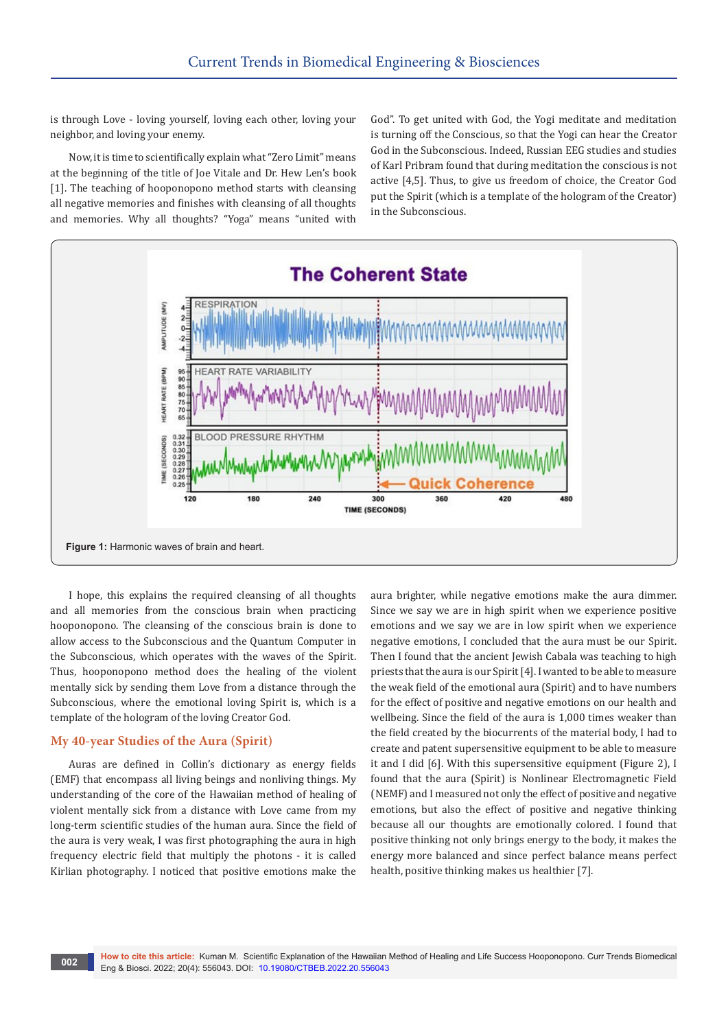is through Love - loving yourself, loving each other, loving your neighbor, and loving your enemy.

Now, it is time to scientifically explain what "Zero Limit" means at the beginning of the title of Joe Vitale and Dr. Hew Len's book [1]. The teaching of hooponopono method starts with cleansing all negative memories and finishes with cleansing of all thoughts and memories. Why all thoughts? "Yoga" means "united with God". To get united with God, the Yogi meditate and meditation is turning off the Conscious, so that the Yogi can hear the Creator God in the Subconscious. Indeed, Russian EEG studies and studies of Karl Pribram found that during meditation the conscious is not active [4,5]. Thus, to give us freedom of choice, the Creator God put the Spirit (which is a template of the hologram of the Creator) in the Subconscious.

**Figure 1:** Harmonic waves of brain and heart.

I hope, this explains the required cleansing of all thoughts and all memories from the conscious brain when practicing hooponopono. The cleansing of the conscious brain is done to allow access to the Subconscious and the Quantum Computer in the Subconscious, which operates with the waves of the Spirit. Thus, hooponopono method does the healing of the violent mentally sick by sending them Love from a distance through the Subconscious, where the emotional loving Spirit is, which is a template of the hologram of the loving Creator God.

## My 40-year Studies of the Aura (Spirit)

Auras are defined in Collin's dictionary as energy fields (EMF) that encompass all living beings and nonliving things. My understanding of the core of the Hawaiian method of healing of violent mentally sick from a distance with Love came from my long-term scientific studies of the human aura. Since the field of the aura is very weak, I was first photographing the aura in high frequency electric field that multiply the photons - it is called Kirlian photography. I noticed that positive emotions make the aura brighter, while negative emotions make the aura dimmer. Since we say we are in high spirit when we experience positive emotions and we say we are in low spirit when we experience negative emotions, I concluded that the aura must be our Spirit. Then I found that the ancient Jewish Cabala was teaching to high priests that the aura is our Spirit [4]. I wanted to be able to measure the weak field of the emotional aura (Spirit) and to have numbers for the effect of positive and negative emotions on our health and wellbeing. Since the field of the aura is 1,000 times weaker than the field created by the biocurrents of the material body, I had to create and patent supersensitive equipment to be able to measure it and I did [6]. With this supersensitive equipment (Figure 2), I found that the aura (Spirit) is Nonlinear Electromagnetic Field (NEMF) and I measured not only the effect of positive and negative emotions, but also the effect of positive and negative thinking because all our thoughts are emotionally colored. I found that positive thinking not only brings energy to the body, it makes the energy more balanced and since perfect balance means perfect health, positive thinking makes us healthier [7].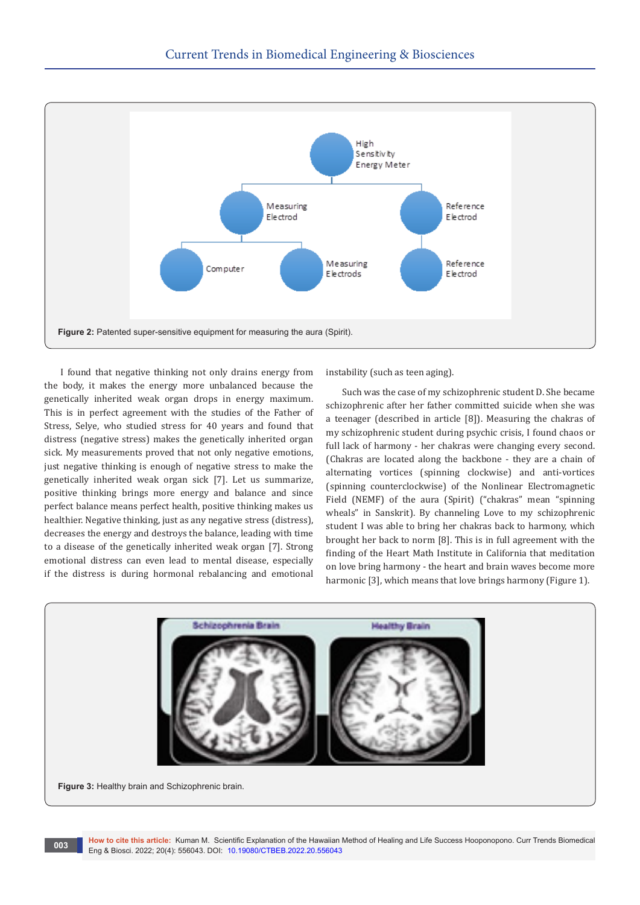Figure 2: Patented super-sensitive equipment for measuring the aura (Spirit).

I found that negative thinking not only drains energy from the body, it makes the energy more unbalanced because the genetically inherited weak organ drops in energy maximum. This is in perfect agreement with the studies of the Father of Stress, Selye, who studied stress for 40 years and found that distress (negative stress) makes the genetically inherited organ sick. My measurements proved that not only negative emotions, just negative thinking is enough of negative stress to make the genetically inherited weak organ sick [7]. Let us summarize, positive thinking brings more energy and balance and since perfect balance means perfect health, positive thinking makes us healthier. Negative thinking, just as any negative stress (distress), decreases the energy and destroys the balance, leading with time to a disease of the genetically inherited weak organ [7]. Strong emotional distress can even lead to mental disease, especially if the distress is during hormonal rebalancing and emotional instability (such as teen aging).

Such was the case of my schizophrenic student D. She became schizophrenic after her father committed suicide when she was a teenager (described in article [8]). Measuring the chakras of my schizophrenic student during psychic crisis, I found chaos or full lack of harmony - her chakras were changing every second. (Chakras are located along the backbone - they are a chain of alternating vortices (spinning clockwise) and anti-vortices (spinning counterclockwise) of the Nonlinear Electromagnetic Field (NEMF) of the aura (Spirit) ("chakras" mean "spinning wheals" in Sanskrit). By channeling Love to my schizophrenic student I was able to bring her chakras back to harmony, which brought her back to norm [8]. This is in full agreement with the finding of the Heart Math Institute in California that meditation on love bring harmony - the heart and brain waves become more harmonic [3], which means that love brings harmony (Figure 1).

Figure 3: Healthy brain and Schizophrenic brain.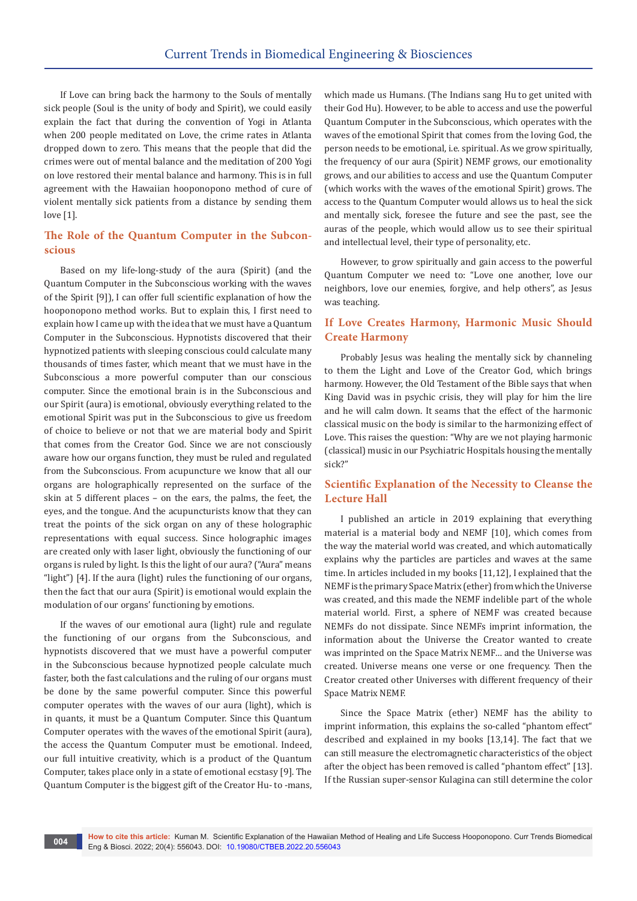If Love can bring back the harmony to the Souls of mentally sick people (Soul is the unity of body and Spirit), we could easily explain the fact that during the convention of Yogi in Atlanta when 200 people meditated on Love, the crime rates in Atlanta dropped down to zero. This means that the people that did the crimes were out of mental balance and the meditation of 200 Yogi on love restored their mental balance and harmony. This is in full agreement with the Hawaiian hooponopono method of cure of violent mentally sick patients from a distance by sending them love [1].

## The Role of the Quantum Computer in the Subconscious

Based on my life-long-study of the aura (Spirit) (and the Quantum Computer in the Subconscious working with the waves of the Spirit [9]), I can offer full scientific explanation of how the hooponopono method works. But to explain this, I first need to explain how I came up with the idea that we must have a Quantum Computer in the Subconscious. Hypnotists discovered that their hypnotized patients with sleeping conscious could calculate many thousands of times faster, which meant that we must have in the Subconscious a more powerful computer than our conscious computer. Since the emotional brain is in the Subconscious and our Spirit (aura) is emotional, obviously everything related to the emotional Spirit was put in the Subconscious to give us freedom of choice to believe or not that we are material body and Spirit that comes from the Creator God. Since we are not consciously aware how our organs function, they must be ruled and regulated from the Subconscious. From acupuncture we know that all our organs are holographically represented on the surface of the skin at 5 different places – on the ears, the palms, the feet, the eyes, and the tongue. And the acupuncturists know that they can treat the points of the sick organ on any of these holographic representations with equal success. Since holographic images are created only with laser light, obviously the functioning of our organs is ruled by light. Is this the light of our aura? ("Aura" means "light") [4]. If the aura (light) rules the functioning of our organs, then the fact that our aura (Spirit) is emotional would explain the modulation of our organs' functioning by emotions.

If the waves of our emotional aura (light) rule and regulate the functioning of our organs from the Subconscious, and hypnotists discovered that we must have a powerful computer in the Subconscious because hypnotized people calculate much faster, both the fast calculations and the ruling of our organs must be done by the same powerful computer. Since this powerful computer operates with the waves of our aura (light), which is in quants, it must be a Quantum Computer. Since this Quantum Computer operates with the waves of the emotional Spirit (aura), the access the Quantum Computer must be emotional. Indeed, our full intuitive creativity, which is a product of the Quantum Computer, takes place only in a state of emotional ecstasy [9]. The Quantum Computer is the biggest gift of the Creator Hu- to -mans, which made us Humans. (The Indians sang Hu to get united with their God Hu). However, to be able to access and use the powerful Quantum Computer in the Subconscious, which operates with the waves of the emotional Spirit that comes from the loving God, the person needs to be emotional, i.e. spiritual. As we grow spiritually, the frequency of our aura (Spirit) NEMF grows, our emotionality grows, and our abilities to access and use the Quantum Computer (which works with the waves of the emotional Spirit) grows. The access to the Quantum Computer would allows us to heal the sick and mentally sick, foresee the future and see the past, see the auras of the people, which would allow us to see their spiritual and intellectual level, their type of personality, etc.

However, to grow spiritually and gain access to the powerful Quantum Computer we need to: "Love one another, love our neighbors, love our enemies, forgive, and help others", as Jesus was teaching.

## If Love Creates Harmony, Harmonic Music Should Create Harmony

Probably Jesus was healing the mentally sick by channeling to them the Light and Love of the Creator God, which brings harmony. However, the Old Testament of the Bible says that when King David was in psychic crisis, they will play for him the lire and he will calm down. It seams that the effect of the harmonic classical music on the body is similar to the harmonizing effect of Love. This raises the question: "Why are we not playing harmonic (classical) music in our Psychiatric Hospitals housing the mentally sick?"

## Scientific Explanation of the Necessity to Cleanse the Lecture Hall

I published an article in 2019 explaining that everything material is a material body and NEMF [10], which comes from the way the material world was created, and which automatically explains why the particles are particles and waves at the same time. In articles included in my books [11,12], I explained that the NEMF is the primary Space Matrix (ether) from which the Universe was created, and this made the NEMF indelible part of the whole material world. First, a sphere of NEMF was created because NEMFs do not dissipate. Since NEMFs imprint information, the information about the Universe the Creator wanted to create was imprinted on the Space Matrix NEMF... and the Universe was created. Universe means one verse or one frequency. Then the Creator created other Universes with different frequency of their Space Matrix NEMF.

Since the Space Matrix (ether) NEMF has the ability to imprint information, this explains the so-called "phantom effect" described and explained in my books [13,14]. The fact that we can still measure the electromagnetic characteristics of the object after the object has been removed is called "phantom effect" [13]. If the Russian super-sensor Kulagina can still determine the color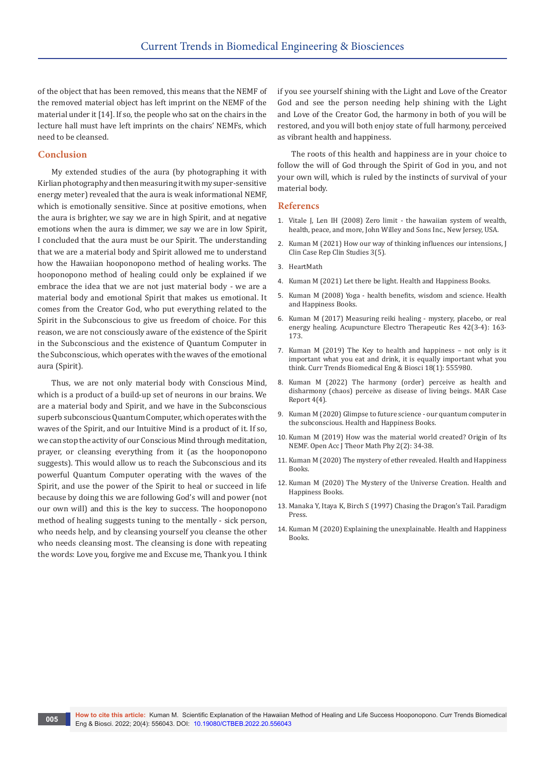of the object that has been removed, this means that the NEMF of the removed material object has left imprint on the NEMF of the material under it [14]. If so, the people who sat on the chairs in the lecture hall must have left imprints on the chairs' NEMFs, which need to be cleansed.

## Conclusion

My extended studies of the aura (by photographing it with Kirlian photography and then measuring it with my super-sensitive energy meter) revealed that the aura is weak informational NEMF, which is emotionally sensitive. Since at positive emotions, when the aura is brighter, we say we are in high Spirit, and at negative emotions when the aura is dimmer, we say we are in low Spirit, I concluded that the aura must be our Spirit. The understanding that we are a material body and Spirit allowed me to understand how the Hawaiian hooponopono method of healing works. The hooponopono method of healing could only be explained if we embrace the idea that we are not just material body - we are a material body and emotional Spirit that makes us emotional. It comes from the Creator God, who put everything related to the Spirit in the Subconscious to give us freedom of choice. For this reason, we are not consciously aware of the existence of the Spirit in the Subconscious and the existence of Quantum Computer in the Subconscious, which operates with the waves of the emotional aura (Spirit).

Thus, we are not only material body with Conscious Mind, which is a product of a build-up set of neurons in our brains. We are a material body and Spirit, and we have in the Subconscious superb subconscious Quantum Computer, which operates with the waves of the Spirit, and our Intuitive Mind is a product of it. If so, we can stop the activity of our Conscious Mind through meditation, prayer, or cleansing everything from it (as the hooponopono suggests). This would allow us to reach the Subconscious and its powerful Quantum Computer operating with the waves of the Spirit, and use the power of the Spirit to heal or succeed in life because by doing this we are following God's will and power (not our own will) and this is the key to success. The hooponopono method of healing suggests tuning to the mentally - sick person, who needs help, and by cleansing yourself you cleanse the other who needs cleansing most. The cleansing is done with repeating the words: Love you, forgive me and Excuse me, Thank you. I think if you see yourself shining with the Light and Love of the Creator God and see the person needing help shining with the Light and Love of the Creator God, the harmony in both of you will be restored, and you will both enjoy state of full harmony, perceived as vibrant health and happiness.

The roots of this health and happiness are in your choice to follow the will of God through the Spirit of God in you, and not your own will, which is ruled by the instincts of survival of your material body.

## References

1. Vitale J, Len IH (2008) Zero limit - the hawaiian system of wealth, health, peace, and more, John Willey and Sons Inc., New Jersey, USA.
2. Kuman M (2021) How our way of thinking influences our intensions, J Clin Case Rep Clin Studies 3(5).
3. HeartMath
4. Kuman M (2021) Let there be light. Health and Happiness Books.
5. Kuman M (2008) Yoga - health benefits, wisdom and science. Health and Happiness Books.
6. Kuman M (2017) Measuring reiki healing - mystery, placebo, or real energy healing. Acupuncture Electro Therapeutic Res 42(3-4): 163-173.
7. Kuman M (2019) The Key to health and happiness – not only is it important what you eat and drink, it is equally important what you think. Curr Trends Biomedical Eng & Biosci 18(1): 555980.
8. Kuman M (2022) The harmony (order) perceive as health and disharmony (chaos) perceive as disease of living beings. MAR Case Report 4(4).
9. Kuman M (2020) Glimpse to future science - our quantum computer in the subconscious. Health and Happiness Books.
10. Kuman M (2019) How was the material world created? Origin of Its NEMF. Open Acc J Theor Math Phy 2(2): 34-38.
11. Kuman M (2020) The mystery of ether revealed. Health and Happiness Books.
12. Kuman M (2020) The Mystery of the Universe Creation. Health and Happiness Books.
13. Manaka Y, Itaya K, Birch S (1997) Chasing the Dragon's Tail. Paradigm Press.
14. Kuman M (2020) Explaining the unexplainable. Health and Happiness Books.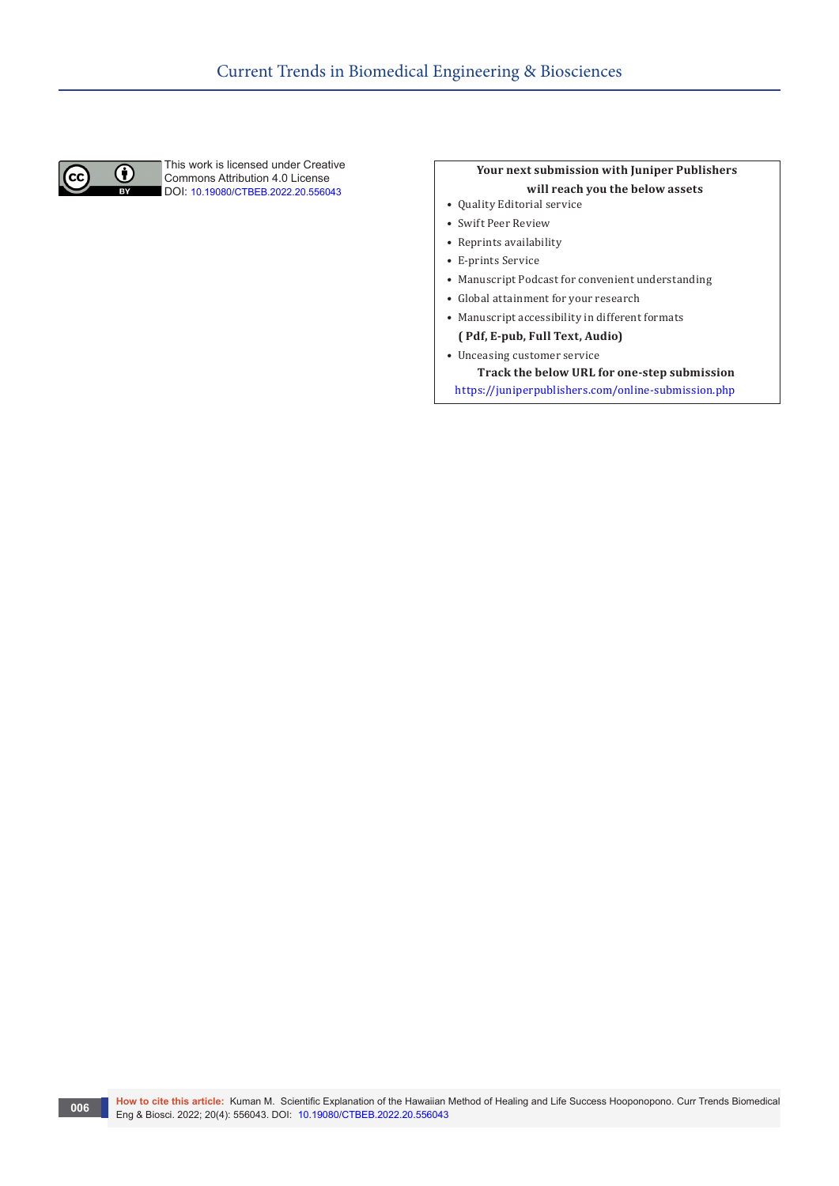This work is licensed under Creative Commons Attribution 4.0 License
DOI: 10.19080/CTBEB.2022.20.556043

**Your next submission with Juniper Publishers will reach you the below assets**

- Quality Editorial service
- Swift Peer Review
- Reprints availability
- E-prints Service
- Manuscript Podcast for convenient understanding
- Global attainment for your research
- Manuscript accessibility in different formats

  **( Pdf, E-pub, Full Text, Audio)**
- Unceasing customer service

**Track the below URL for one-step submission**

https://juniperpublishers.com/online-submission.php